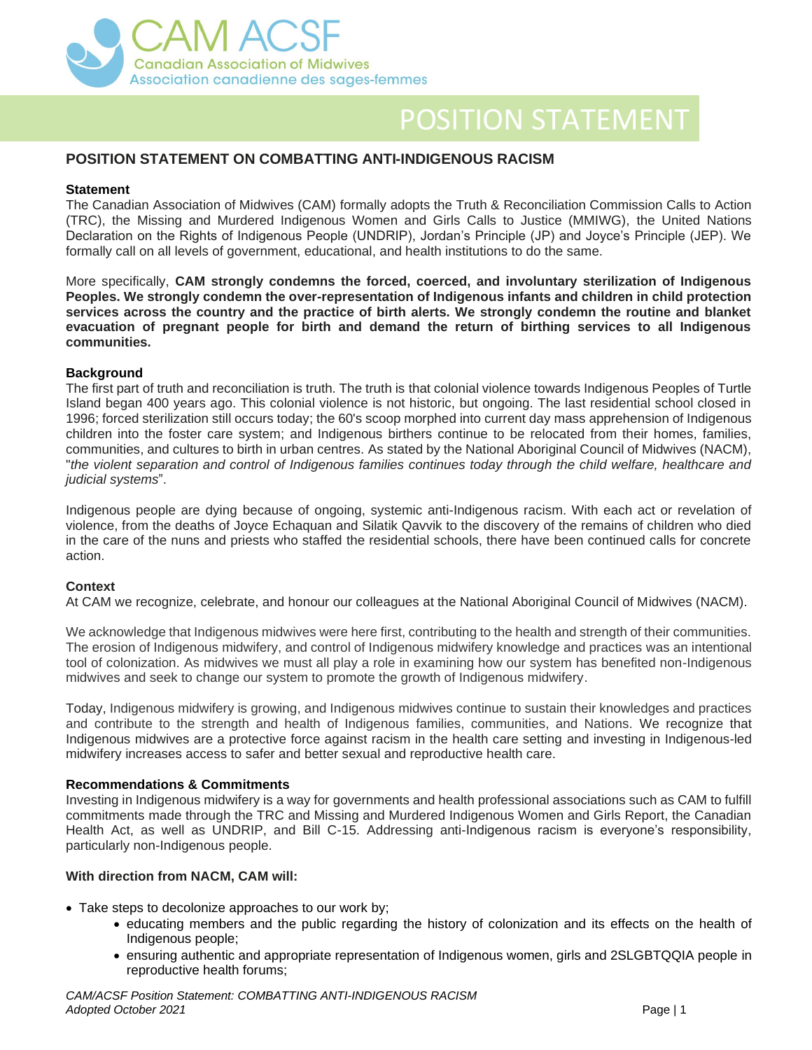CAM ACSF
Canadian Association of Midwives
Association canadienne des sages-femmes

# POSITION STATEMENT

## POSITION STATEMENT ON COMBATTING ANTI-INDIGENOUS RACISM

### Statement

The Canadian Association of Midwives (CAM) formally adopts the Truth & Reconciliation Commission Calls to Action (TRC), the Missing and Murdered Indigenous Women and Girls Calls to Justice (MMIWG), the United Nations Declaration on the Rights of Indigenous People (UNDRIP), Jordan's Principle (JP) and Joyce's Principle (JEP). We formally call on all levels of government, educational, and health institutions to do the same.

More specifically, **CAM strongly condemns the forced, coerced, and involuntary sterilization of Indigenous Peoples. We strongly condemn the over-representation of Indigenous infants and children in child protection services across the country and the practice of birth alerts. We strongly condemn the routine and blanket evacuation of pregnant people for birth and demand the return of birthing services to all Indigenous communities.**

### Background

The first part of truth and reconciliation is truth. The truth is that colonial violence towards Indigenous Peoples of Turtle Island began 400 years ago. This colonial violence is not historic, but ongoing. The last residential school closed in 1996; forced sterilization still occurs today; the 60's scoop morphed into current day mass apprehension of Indigenous children into the foster care system; and Indigenous birthers continue to be relocated from their homes, families, communities, and cultures to birth in urban centres. As stated by the National Aboriginal Council of Midwives (NACM), "*the violent separation and control of Indigenous families continues today through the child welfare, healthcare and judicial systems*".

Indigenous people are dying because of ongoing, systemic anti-Indigenous racism. With each act or revelation of violence, from the deaths of Joyce Echaquan and Silatik Qavvik to the discovery of the remains of children who died in the care of the nuns and priests who staffed the residential schools, there have been continued calls for concrete action.

### Context

At CAM we recognize, celebrate, and honour our colleagues at the National Aboriginal Council of Midwives (NACM).

We acknowledge that Indigenous midwives were here first, contributing to the health and strength of their communities. The erosion of Indigenous midwifery, and control of Indigenous midwifery knowledge and practices was an intentional tool of colonization. As midwives we must all play a role in examining how our system has benefited non-Indigenous midwives and seek to change our system to promote the growth of Indigenous midwifery.

Today, Indigenous midwifery is growing, and Indigenous midwives continue to sustain their knowledges and practices and contribute to the strength and health of Indigenous families, communities, and Nations. We recognize that Indigenous midwives are a protective force against racism in the health care setting and investing in Indigenous-led midwifery increases access to safer and better sexual and reproductive health care.

### Recommendations & Commitments

Investing in Indigenous midwifery is a way for governments and health professional associations such as CAM to fulfill commitments made through the TRC and Missing and Murdered Indigenous Women and Girls Report, the Canadian Health Act, as well as UNDRIP, and Bill C-15. Addressing anti-Indigenous racism is everyone's responsibility, particularly non-Indigenous people.

**With direction from NACM, CAM will:**

- Take steps to decolonize approaches to our work by;
    - educating members and the public regarding the history of colonization and its effects on the health of Indigenous people;
    - ensuring authentic and appropriate representation of Indigenous women, girls and 2SLGBTQQIA people in reproductive health forums;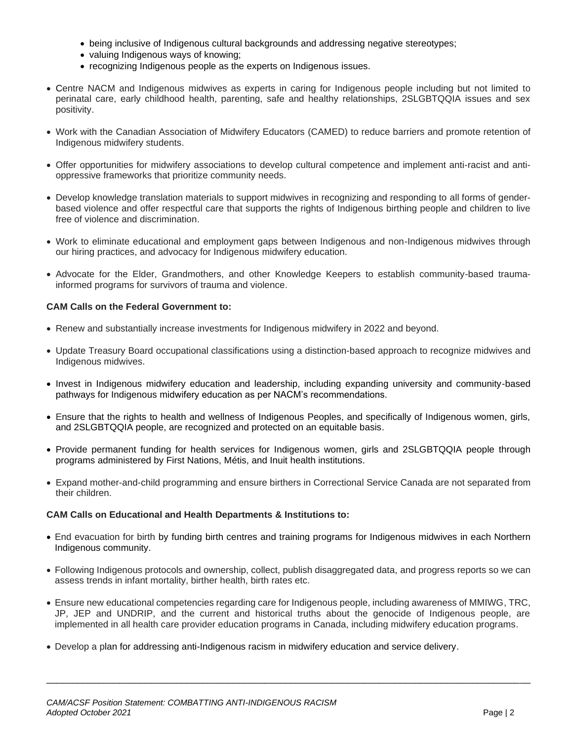- being inclusive of Indigenous cultural backgrounds and addressing negative stereotypes;
- valuing Indigenous ways of knowing;
- recognizing Indigenous people as the experts on Indigenous issues.

- Centre NACM and Indigenous midwives as experts in caring for Indigenous people including but not limited to perinatal care, early childhood health, parenting, safe and healthy relationships, 2SLGBTQQIA issues and sex positivity.
- Work with the Canadian Association of Midwifery Educators (CAMED) to reduce barriers and promote retention of Indigenous midwifery students.
- Offer opportunities for midwifery associations to develop cultural competence and implement anti-racist and anti-oppressive frameworks that prioritize community needs.
- Develop knowledge translation materials to support midwives in recognizing and responding to all forms of gender-based violence and offer respectful care that supports the rights of Indigenous birthing people and children to live free of violence and discrimination.
- Work to eliminate educational and employment gaps between Indigenous and non-Indigenous midwives through our hiring practices, and advocacy for Indigenous midwifery education.
- Advocate for the Elder, Grandmothers, and other Knowledge Keepers to establish community-based trauma-informed programs for survivors of trauma and violence.

**CAM Calls on the Federal Government to:**

- Renew and substantially increase investments for Indigenous midwifery in 2022 and beyond.
- Update Treasury Board occupational classifications using a distinction-based approach to recognize midwives and Indigenous midwives.
- Invest in Indigenous midwifery education and leadership, including expanding university and community-based pathways for Indigenous midwifery education as per NACM's recommendations.
- Ensure that the rights to health and wellness of Indigenous Peoples, and specifically of Indigenous women, girls, and 2SLGBTQQIA people, are recognized and protected on an equitable basis.
- Provide permanent funding for health services for Indigenous women, girls and 2SLGBTQQIA people through programs administered by First Nations, Métis, and Inuit health institutions.
- Expand mother-and-child programming and ensure birthers in Correctional Service Canada are not separated from their children.

**CAM Calls on Educational and Health Departments & Institutions to:**

- End evacuation for birth by funding birth centres and training programs for Indigenous midwives in each Northern Indigenous community.
- Following Indigenous protocols and ownership, collect, publish disaggregated data, and progress reports so we can assess trends in infant mortality, birther health, birth rates etc.
- Ensure new educational competencies regarding care for Indigenous people, including awareness of MMIWG, TRC, JP, JEP and UNDRIP, and the current and historical truths about the genocide of Indigenous people, are implemented in all health care provider education programs in Canada, including midwifery education programs.
- Develop a plan for addressing anti-Indigenous racism in midwifery education and service delivery.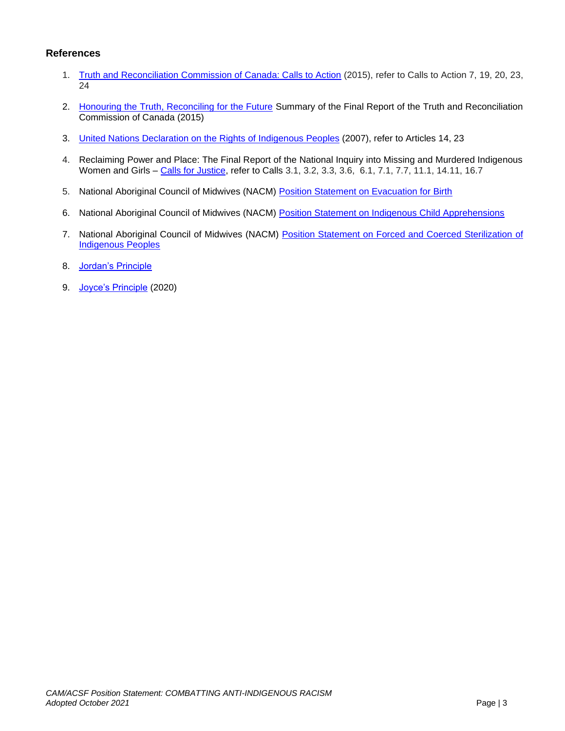## References

1. Truth and Reconciliation Commission of Canada: Calls to Action (2015), refer to Calls to Action 7, 19, 20, 23, 24

2. Honouring the Truth, Reconciling for the Future Summary of the Final Report of the Truth and Reconciliation Commission of Canada (2015)

3. United Nations Declaration on the Rights of Indigenous Peoples (2007), refer to Articles 14, 23

4. Reclaiming Power and Place: The Final Report of the National Inquiry into Missing and Murdered Indigenous Women and Girls – Calls for Justice, refer to Calls 3.1, 3.2, 3.3, 3.6, 6.1, 7.1, 7.7, 11.1, 14.11, 16.7

5. National Aboriginal Council of Midwives (NACM) Position Statement on Evacuation for Birth

6. National Aboriginal Council of Midwives (NACM) Position Statement on Indigenous Child Apprehensions

7. National Aboriginal Council of Midwives (NACM) Position Statement on Forced and Coerced Sterilization of Indigenous Peoples

8. Jordan's Principle

9. Joyce's Principle (2020)